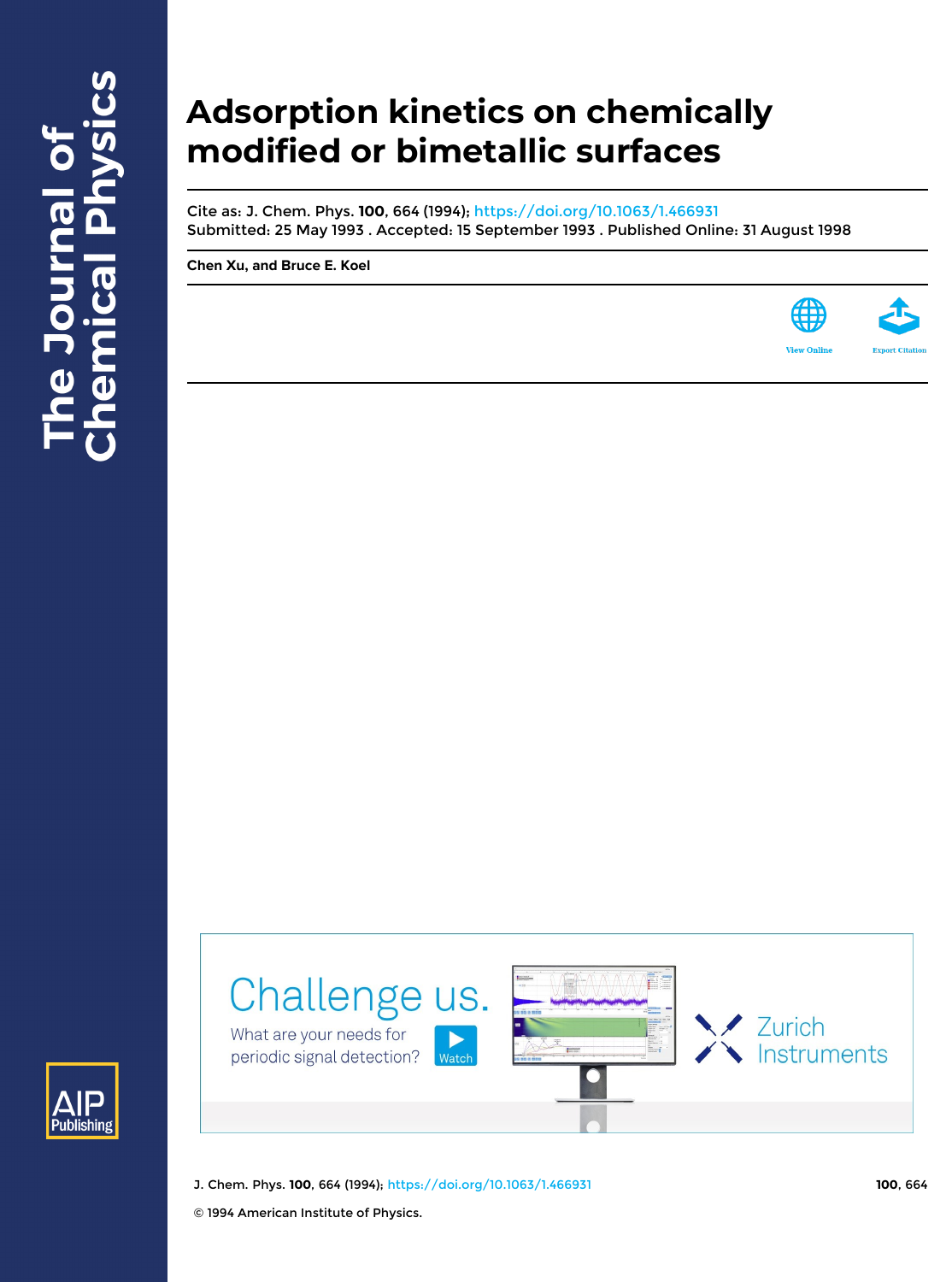# Adsorption kinetics on chemically modified or bimetallic surfaces

Cite as: J. Chem. Phys. **100**, 664 (1994); https://doi.org/10.1063/1.466931

Submitted: 25 May 1993 . Accepted: 15 September 1993 . Published Online: 31 August 1998

**Chen Xu, and Bruce E. Koel**

© 1994 American Institute of Physics.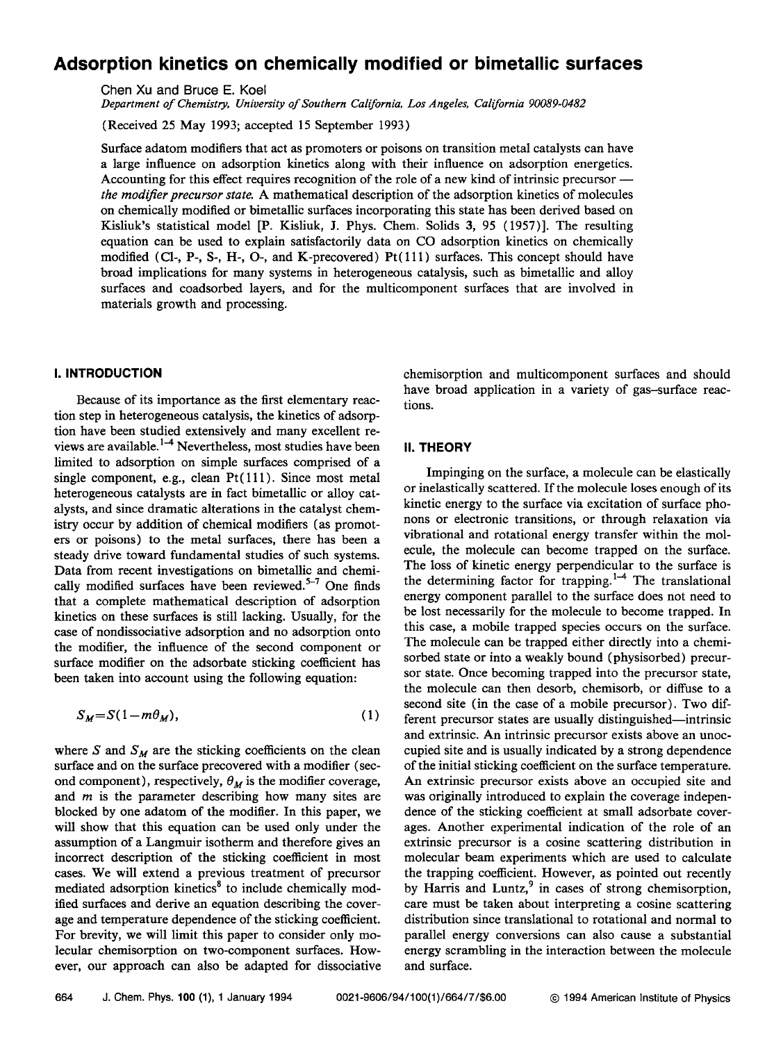# Adsorption kinetics on chemically modified or bimetallic surfaces

Chen Xu and Bruce E. Koel

*Department of Chemistry, University of Southern California, Los Angeles, California 90089-0482*

(Received 25 May 1993; accepted 15 September 1993)

Surface adatom modifiers that act as promoters or poisons on transition metal catalysts can have a large influence on adsorption kinetics along with their influence on adsorption energetics. Accounting for this effect requires recognition of the role of a new kind of intrinsic precursor — *the modifier precursor state.* A mathematical description of the adsorption kinetics of molecules on chemically modified or bimetallic surfaces incorporating this state has been derived based on Kisliuk's statistical model [P. Kisliuk, J. Phys. Chem. Solids **3**, 95 (1957)]. The resulting equation can be used to explain satisfactorily data on CO adsorption kinetics on chemically modified (Cl-, P-, S-, H-, O-, and K-precovered) Pt(111) surfaces. This concept should have broad implications for many systems in heterogeneous catalysis, such as bimetallic and alloy surfaces and coadsorbed layers, and for the multicomponent surfaces that are involved in materials growth and processing.

## I. INTRODUCTION

Because of its importance as the first elementary reaction step in heterogeneous catalysis, the kinetics of adsorption have been studied extensively and many excellent reviews are available.[1-4] Nevertheless, most studies have been limited to adsorption on simple surfaces comprised of a single component, e.g., clean Pt(111). Since most metal heterogeneous catalysts are in fact bimetallic or alloy catalysts, and since dramatic alterations in the catalyst chemistry occur by addition of chemical modifiers (as promoters or poisons) to the metal surfaces, there has been a steady drive toward fundamental studies of such systems. Data from recent investigations on bimetallic and chemically modified surfaces have been reviewed.[5-7] One finds that a complete mathematical description of adsorption kinetics on these surfaces is still lacking. Usually, for the case of nondissociative adsorption and no adsorption onto the modifier, the influence of the second component or surface modifier on the adsorbate sticking coefficient has been taken into account using the following equation:

$$S_M = S(1 - m\theta_M), \tag{1}$$

where $S$ and $S_M$ are the sticking coefficients on the clean surface and on the surface precovered with a modifier (second component), respectively, $\theta_M$ is the modifier coverage, and $m$ is the parameter describing how many sites are blocked by one adatom of the modifier. In this paper, we will show that this equation can be used only under the assumption of a Langmuir isotherm and therefore gives an incorrect description of the sticking coefficient in most cases. We will extend a previous treatment of precursor mediated adsorption kinetics[8] to include chemically modified surfaces and derive an equation describing the coverage and temperature dependence of the sticking coefficient. For brevity, we will limit this paper to consider only molecular chemisorption on two-component surfaces. However, our approach can also be adapted for dissociative chemisorption and multicomponent surfaces and should have broad application in a variety of gas–surface reactions.

## II. THEORY

Impinging on the surface, a molecule can be elastically or inelastically scattered. If the molecule loses enough of its kinetic energy to the surface via excitation of surface phonons or electronic transitions, or through relaxation via vibrational and rotational energy transfer within the molecule, the molecule can become trapped on the surface. The loss of kinetic energy perpendicular to the surface is the determining factor for trapping.[1-4] The translational energy component parallel to the surface does not need to be lost necessarily for the molecule to become trapped. In this case, a mobile trapped species occurs on the surface. The molecule can be trapped either directly into a chemisorbed state or into a weakly bound (physisorbed) precursor state. Once becoming trapped into the precursor state, the molecule can then desorb, chemisorb, or diffuse to a second site (in the case of a mobile precursor). Two different precursor states are usually distinguished—intrinsic and extrinsic. An intrinsic precursor exists above an unoccupied site and is usually indicated by a strong dependence of the initial sticking coefficient on the surface temperature. An extrinsic precursor exists above an occupied site and was originally introduced to explain the coverage independence of the sticking coefficient at small adsorbate coverages. Another experimental indication of the role of an extrinsic precursor is a cosine scattering distribution in molecular beam experiments which are used to calculate the trapping coefficient. However, as pointed out recently by Harris and Luntz,[9] in cases of strong chemisorption, care must be taken about interpreting a cosine scattering distribution since translational to rotational and normal to parallel energy conversions can also cause a substantial energy scrambling in the interaction between the molecule and surface.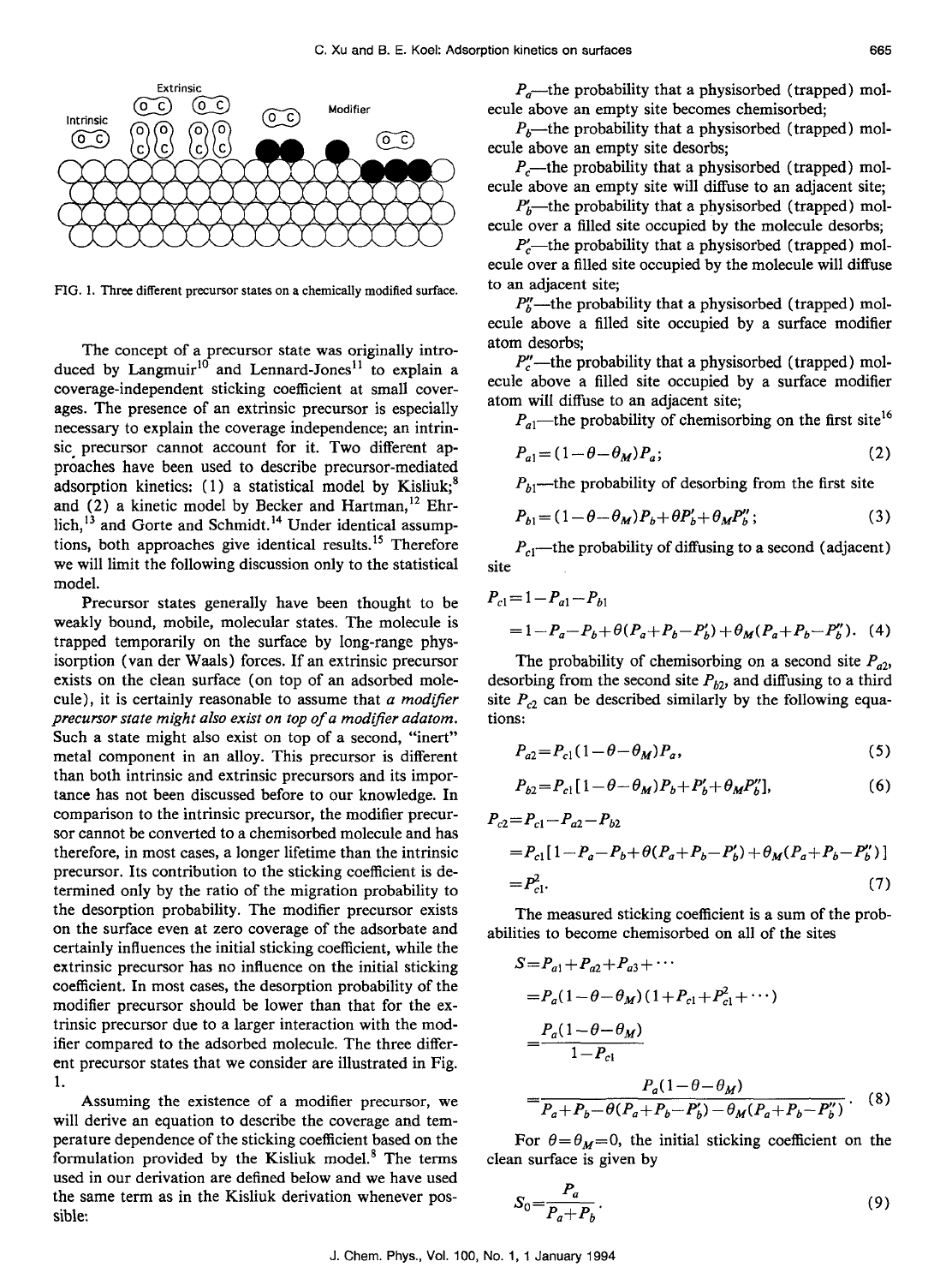FIG. 1. Three different precursor states on a chemically modified surface.

The concept of a precursor state was originally introduced by Langmuir[10] and Lennard-Jones[11] to explain a coverage-independent sticking coefficient at small coverages. The presence of an extrinsic precursor is especially necessary to explain the coverage independence; an intrinsic precursor cannot account for it. Two different approaches have been used to describe precursor-mediated adsorption kinetics: (1) a statistical model by Kisliuk;[8] and (2) a kinetic model by Becker and Hartman,[12] Ehrlich,[13] and Gorte and Schmidt.[14] Under identical assumptions, both approaches give identical results.[15] Therefore we will limit the following discussion only to the statistical model.

Precursor states generally have been thought to be weakly bound, mobile, molecular states. The molecule is trapped temporarily on the surface by long-range physisorption (van der Waals) forces. If an extrinsic precursor exists on the clean surface (on top of an adsorbed molecule), it is certainly reasonable to assume that *a modifier precursor state might also exist on top of a modifier adatom.* Such a state might also exist on top of a second, "inert" metal component in an alloy. This precursor is different than both intrinsic and extrinsic precursors and its importance has not been discussed before to our knowledge. In comparison to the intrinsic precursor, the modifier precursor cannot be converted to a chemisorbed molecule and has therefore, in most cases, a longer lifetime than the intrinsic precursor. Its contribution to the sticking coefficient is determined only by the ratio of the migration probability to the desorption probability. The modifier precursor exists on the surface even at zero coverage of the adsorbate and certainly influences the initial sticking coefficient, while the extrinsic precursor has no influence on the initial sticking coefficient. In most cases, the desorption probability of the modifier precursor should be lower than that for the extrinsic precursor due to a larger interaction with the modifier compared to the adsorbed molecule. The three different precursor states that we consider are illustrated in Fig. 1.

Assuming the existence of a modifier precursor, we will derive an equation to describe the coverage and temperature dependence of the sticking coefficient based on the formulation provided by the Kisliuk model.[8] The terms used in our derivation are defined below and we have used the same term as in the Kisliuk derivation whenever possible:

$P_a$—the probability that a physisorbed (trapped) molecule above an empty site becomes chemisorbed;

$P_b$—the probability that a physisorbed (trapped) molecule above an empty site desorbs;

$P_c$—the probability that a physisorbed (trapped) molecule above an empty site will diffuse to an adjacent site;

$P_b'$—the probability that a physisorbed (trapped) molecule over a filled site occupied by the molecule desorbs;

$P_c'$—the probability that a physisorbed (trapped) molecule over a filled site occupied by the molecule will diffuse to an adjacent site;

$P_b''$—the probability that a physisorbed (trapped) molecule above a filled site occupied by a surface modifier atom desorbs;

$P_c''$—the probability that a physisorbed (trapped) molecule above a filled site occupied by a surface modifier atom will diffuse to an adjacent site;

$P_{a1}$—the probability of chemisorbing on the first site[16]

$$P_{a1}=(1-\theta-\theta_M)P_a; \tag{2}$$

$P_{b1}$—the probability of desorbing from the first site

$$P_{b1}=(1-\theta-\theta_M)P_b+\theta P_b'+\theta_M P_b''; \tag{3}$$

$P_{c1}$—the probability of diffusing to a second (adjacent) site

$$P_{c1}=1-P_{a1}-P_{b1}$$
$$=1-P_a-P_b+\theta(P_a+P_b-P_b')+\theta_M(P_a+P_b-P_b''). \tag{4}$$

The probability of chemisorbing on a second site $P_{a2}$, desorbing from the second site $P_{b2}$, and diffusing to a third site $P_{c2}$ can be described similarly by the following equations:

$$P_{a2}=P_{c1}(1-\theta-\theta_M)P_a, \tag{5}$$

$$P_{b2}=P_{c1}[1-\theta-\theta_M)P_b+P_b'+\theta_M P_b''], \tag{6}$$

$$P_{c2}=P_{c1}-P_{a2}-P_{b2}$$
$$=P_{c1}[1-P_a-P_b+\theta(P_a+P_b-P_b')+\theta_M(P_a+P_b-P_b'')]$$
$$=P_{c1}^2. \tag{7}$$

The measured sticking coefficient is a sum of the probabilities to become chemisorbed on all of the sites

$$S=P_{a1}+P_{a2}+P_{a3}+\cdots$$
$$=P_a(1-\theta-\theta_M)(1+P_{c1}+P_{c1}^2+\cdots)$$
$$=\frac{P_a(1-\theta-\theta_M)}{1-P_{c1}}$$
$$=\frac{P_a(1-\theta-\theta_M)}{P_a+P_b-\theta(P_a+P_b-P_b')-\theta_M(P_a+P_b-P_b'')}. \tag{8}$$

For $\theta=\theta_M=0$, the initial sticking coefficient on the clean surface is given by

$$S_0=\frac{P_a}{P_a+P_b}. \tag{9}$$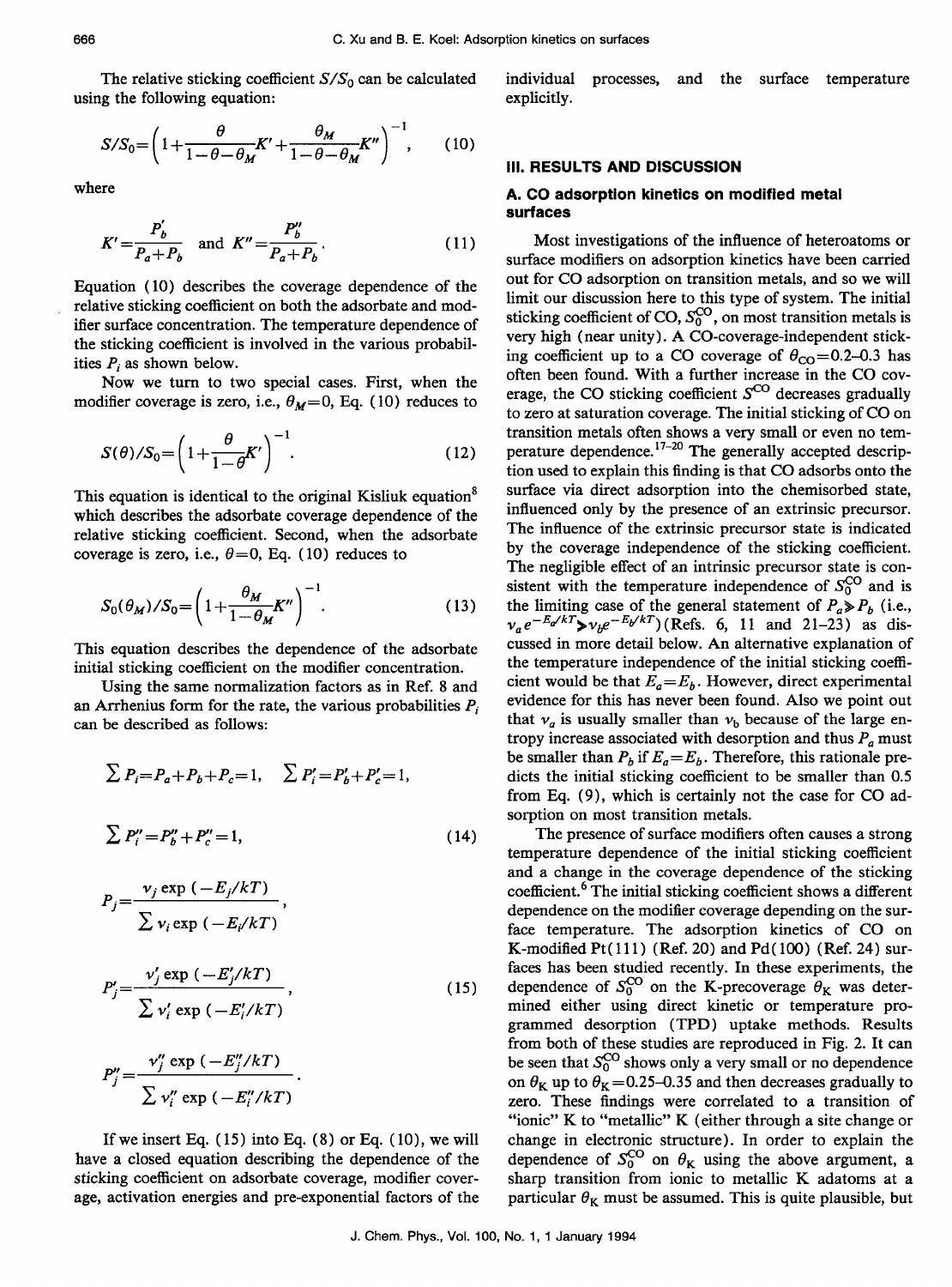The relative sticking coefficient $S/S_0$ can be calculated using the following equation:

$$S/S_0 = \left(1 + \frac{\theta}{1-\theta-\theta_M} K' + \frac{\theta_M}{1-\theta-\theta_M} K''\right)^{-1}, \quad (10)$$

where

$$K' = \frac{P_b'}{P_a + P_b} \quad \text{and} \quad K'' = \frac{P_b''}{P_a + P_b}. \quad (11)$$

Equation (10) describes the coverage dependence of the relative sticking coefficient on both the adsorbate and modifier surface concentration. The temperature dependence of the sticking coefficient is involved in the various probabilities $P_i$ as shown below.

Now we turn to two special cases. First, when the modifier coverage is zero, i.e., $\theta_M = 0$, Eq. (10) reduces to

$$S(\theta)/S_0 = \left(1 + \frac{\theta}{1-\theta} K'\right)^{-1}. \quad (12)$$

This equation is identical to the original Kisliuk equation[8] which describes the adsorbate coverage dependence of the relative sticking coefficient. Second, when the adsorbate coverage is zero, i.e., $\theta = 0$, Eq. (10) reduces to

$$S_0(\theta_M)/S_0 = \left(1 + \frac{\theta_M}{1-\theta_M} K''\right)^{-1}. \quad (13)$$

This equation describes the dependence of the adsorbate initial sticking coefficient on the modifier concentration.

Using the same normalization factors as in Ref. 8 and an Arrhenius form for the rate, the various probabilities $P_i$ can be described as follows:

$$\sum P_i = P_a + P_b + P_c = 1, \quad \sum P_i' = P_b' + P_c' = 1,$$

$$\sum P_i'' = P_b'' + P_c'' = 1, \quad (14)$$

$$P_j = \frac{\nu_j \exp(-E_j/kT)}{\sum \nu_i \exp(-E_i/kT)},$$

$$P_j' = \frac{\nu_j' \exp(-E_j'/kT)}{\sum \nu_i' \exp(-E_i'/kT)}, \quad (15)$$

$$P_j'' = \frac{\nu_j'' \exp(-E_j''/kT)}{\sum \nu_i'' \exp(-E_i''/kT)}.$$

If we insert Eq. (15) into Eq. (8) or Eq. (10), we will have a closed equation describing the dependence of the sticking coefficient on adsorbate coverage, modifier coverage, activation energies and pre-exponential factors of the individual processes, and the surface temperature explicitly.

## III. RESULTS AND DISCUSSION

### A. CO adsorption kinetics on modified metal surfaces

Most investigations of the influence of heteroatoms or surface modifiers on adsorption kinetics have been carried out for CO adsorption on transition metals, and so we will limit our discussion here to this type of system. The initial sticking coefficient of CO, $S_0^{CO}$, on most transition metals is very high (near unity). A CO-coverage-independent sticking coefficient up to a CO coverage of $\theta_{CO} = 0.2$–$0.3$ has often been found. With a further increase in the CO coverage, the CO sticking coefficient $S^{CO}$ decreases gradually to zero at saturation coverage. The initial sticking of CO on transition metals often shows a very small or even no temperature dependence.[17–20] The generally accepted description used to explain this finding is that CO adsorbs onto the surface via direct adsorption into the chemisorbed state, influenced only by the presence of an extrinsic precursor. The influence of the extrinsic precursor state is indicated by the coverage independence of the sticking coefficient. The negligible effect of an intrinsic precursor state is consistent with the temperature independence of $S_0^{CO}$ and is the limiting case of the general statement of $P_a \gg P_b$ (i.e., $\nu_a e^{-E_a/kT} \gg \nu_b e^{-E_b/kT}$) (Refs. 6, 11 and 21–23) as discussed in more detail below. An alternative explanation of the temperature independence of the initial sticking coefficient would be that $E_a = E_b$. However, direct experimental evidence for this has never been found. Also we point out that $\nu_a$ is usually smaller than $\nu_b$ because of the large entropy increase associated with desorption and thus $P_a$ must be smaller than $P_b$ if $E_a = E_b$. Therefore, this rationale predicts the initial sticking coefficient to be smaller than 0.5 from Eq. (9), which is certainly not the case for CO adsorption on most transition metals.

The presence of surface modifiers often causes a strong temperature dependence of the initial sticking coefficient and a change in the coverage dependence of the sticking coefficient.[6] The initial sticking coefficient shows a different dependence on the modifier coverage depending on the surface temperature. The adsorption kinetics of CO on K-modified Pt(111) (Ref. 20) and Pd(100) (Ref. 24) surfaces has been studied recently. In these experiments, the dependence of $S_0^{CO}$ on the K-precoverage $\theta_K$ was determined either using direct kinetic or temperature programmed desorption (TPD) uptake methods. Results from both of these studies are reproduced in Fig. 2. It can be seen that $S_0^{CO}$ shows only a very small or no dependence on $\theta_K$ up to $\theta_K = 0.25$–$0.35$ and then decreases gradually to zero. These findings were correlated to a transition of "ionic" K to "metallic" K (either through a site change or change in electronic structure). In order to explain the dependence of $S_0^{CO}$ on $\theta_K$ using the above argument, a sharp transition from ionic to metallic K adatoms at a particular $\theta_K$ must be assumed. This is quite plausible, but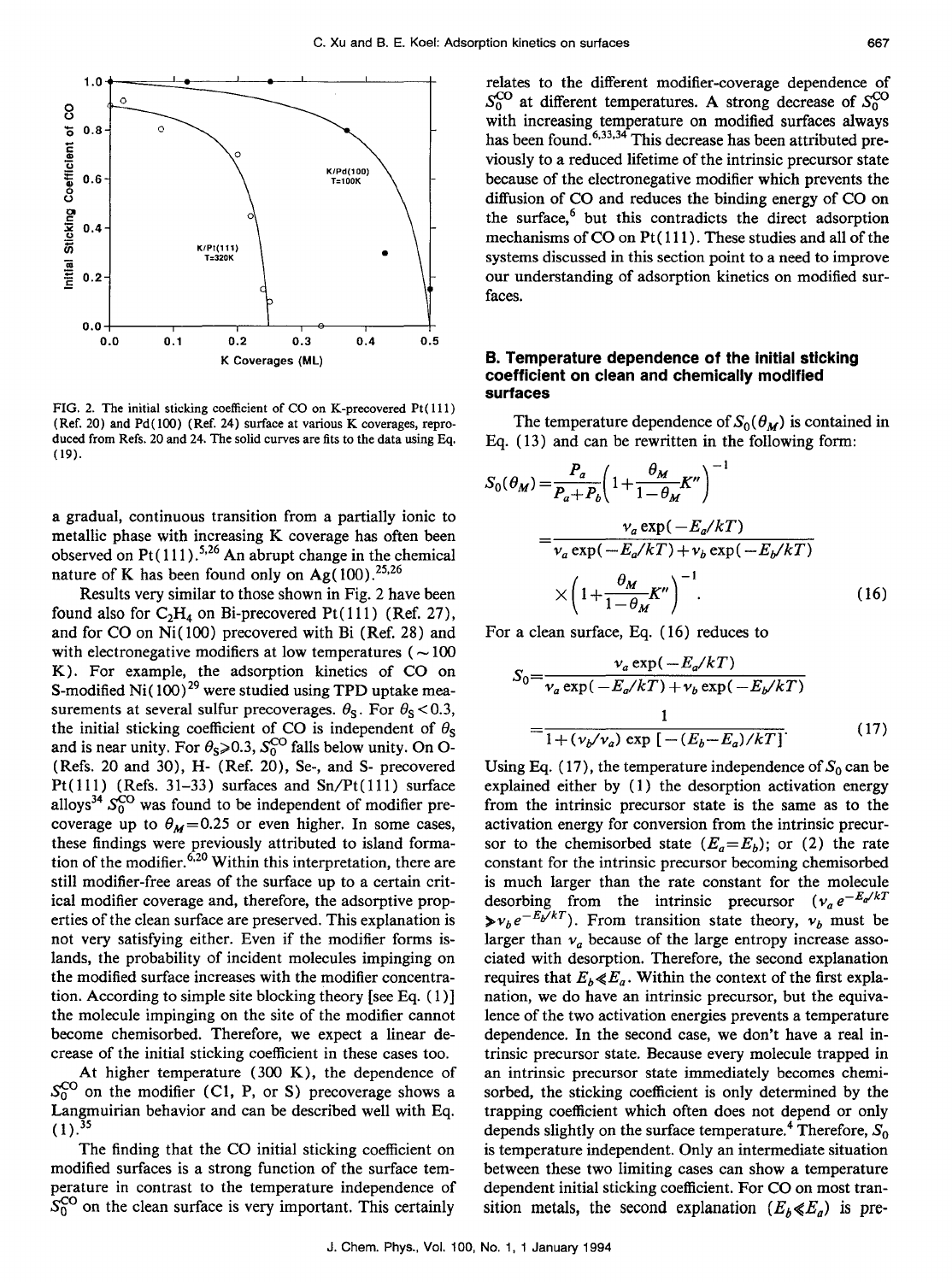FIG. 2. The initial sticking coefficient of CO on K-precovered Pt(111) (Ref. 20) and Pd(100) (Ref. 24) surface at various K coverages, reproduced from Refs. 20 and 24. The solid curves are fits to the data using Eq. (19).

a gradual, continuous transition from a partially ionic to metallic phase with increasing K coverage has often been observed on Pt(111).[5,26] An abrupt change in the chemical nature of K has been found only on Ag(100).[25,26]

Results very similar to those shown in Fig. 2 have been found also for $C_2H_4$ on Bi-precovered Pt(111) (Ref. 27), and for CO on Ni(100) precovered with Bi (Ref. 28) and with electronegative modifiers at low temperatures ($\sim 100$ K). For example, the adsorption kinetics of CO on S-modified Ni(100)[29] were studied using TPD uptake measurements at several sulfur precoverages. $\theta_S$. For $\theta_S < 0.3$, the initial sticking coefficient of CO is independent of $\theta_S$ and is near unity. For $\theta_S \geq 0.3$, $S_0^{CO}$ falls below unity. On O- (Refs. 20 and 30), H- (Ref. 20), Se-, and S- precovered Pt(111) (Refs. 31–33) surfaces and Sn/Pt(111) surface alloys[34] $S_0^{CO}$ was found to be independent of modifier precoverage up to $\theta_M = 0.25$ or even higher. In some cases, these findings were previously attributed to island formation of the modifier.[6,20] Within this interpretation, there are still modifier-free areas of the surface up to a certain critical modifier coverage and, therefore, the adsorptive properties of the clean surface are preserved. This explanation is not very satisfying either. Even if the modifier forms islands, the probability of incident molecules impinging on the modified surface increases with the modifier concentration. According to simple site blocking theory [see Eq. (1)] the molecule impinging on the site of the modifier cannot become chemisorbed. Therefore, we expect a linear decrease of the initial sticking coefficient in these cases too.

At higher temperature (300 K), the dependence of $S_0^{CO}$ on the modifier (Cl, P, or S) precoverage shows a Langmuirian behavior and can be described well with Eq. (1).[35]

The finding that the CO initial sticking coefficient on modified surfaces is a strong function of the surface temperature in contrast to the temperature independence of $S_0^{CO}$ on the clean surface is very important. This certainly relates to the different modifier-coverage dependence of $S_0^{CO}$ at different temperatures. A strong decrease of $S_0^{CO}$ with increasing temperature on modified surfaces always has been found.[6,33,34] This decrease has been attributed previously to a reduced lifetime of the intrinsic precursor state because of the electronegative modifier which prevents the diffusion of CO and reduces the binding energy of CO on the surface,[6] but this contradicts the direct adsorption mechanisms of CO on Pt(111). These studies and all of the systems discussed in this section point to a need to improve our understanding of adsorption kinetics on modified surfaces.

### B. Temperature dependence of the initial sticking coefficient on clean and chemically modified surfaces

The temperature dependence of $S_0(\theta_M)$ is contained in Eq. (13) and can be rewritten in the following form:

$$S_0(\theta_M) = \frac{P_a}{P_a + P_b}\left(1 + \frac{\theta_M}{1-\theta_M}K''\right)^{-1}$$

$$= \frac{\nu_a \exp(-E_a/kT)}{\nu_a \exp(-E_a/kT) + \nu_b \exp(-E_b/kT)} \times \left(1 + \frac{\theta_M}{1-\theta_M}K''\right)^{-1}. \quad (16)$$

For a clean surface, Eq. (16) reduces to

$$S_0 = \frac{\nu_a \exp(-E_a/kT)}{\nu_a \exp(-E_a/kT) + \nu_b \exp(-E_b/kT)}$$

$$= \frac{1}{1 + (\nu_b/\nu_a) \exp[-(E_b - E_a)/kT]}. \quad (17)$$

Using Eq. (17), the temperature independence of $S_0$ can be explained either by (1) the desorption activation energy from the intrinsic precursor state is the same as to the activation energy for conversion from the intrinsic precursor to the chemisorbed state ($E_a = E_b$); or (2) the rate constant for the intrinsic precursor becoming chemisorbed is much larger than the rate constant for the molecule desorbing from the intrinsic precursor ($\nu_a e^{-E_a/kT} \gg \nu_b e^{-E_b/kT}$). From transition state theory, $\nu_b$ must be larger than $\nu_a$ because of the large entropy increase associated with desorption. Therefore, the second explanation requires that $E_b \ll E_a$. Within the context of the first explanation, we do have an intrinsic precursor, but the equivalence of the two activation energies prevents a temperature dependence. In the second case, we don't have a real intrinsic precursor state. Because every molecule trapped in an intrinsic precursor state immediately becomes chemisorbed, the sticking coefficient is only determined by the trapping coefficient which often does not depend or only depends slightly on the surface temperature.[4] Therefore, $S_0$ is temperature independent. Only an intermediate situation between these two limiting cases can show a temperature dependent initial sticking coefficient. For CO on most transition metals, the second explanation ($E_b \ll E_a$) is pre-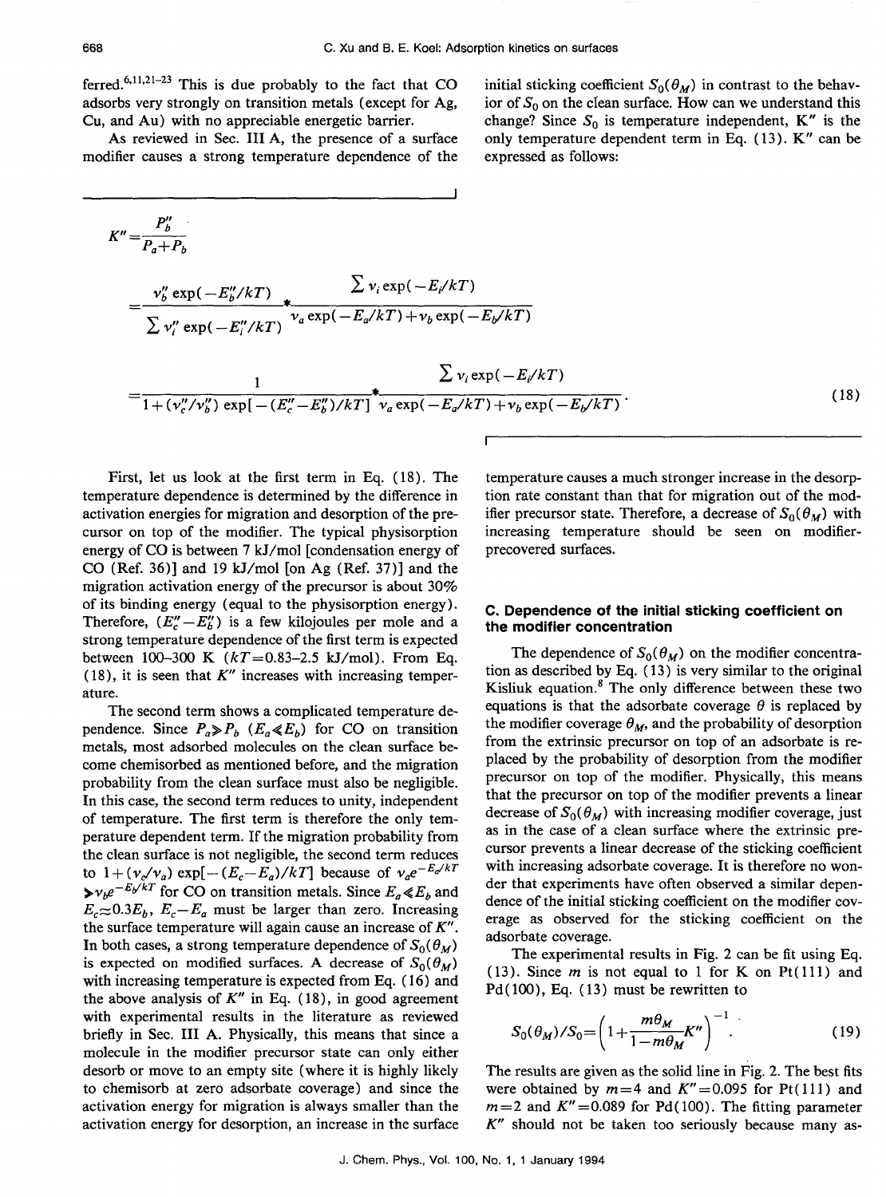ferred.[6,11,21–23] This is due probably to the fact that CO adsorbs very strongly on transition metals (except for Ag, Cu, and Au) with no appreciable energetic barrier.

As reviewed in Sec. III A, the presence of a surface modifier causes a strong temperature dependence of the initial sticking coefficient $S_0(\theta_M)$ in contrast to the behavior of $S_0$ on the clean surface. How can we understand this change? Since $S_0$ is temperature independent, $K''$ is the only temperature dependent term in Eq. (13). $K''$ can be expressed as follows:

$$K''=\frac{P_b''}{P_a+P_b}$$

$$=\frac{\nu_b''\exp(-E_b''/kT)}{\sum \nu_i''\exp(-E_i''/kT)}*\frac{\sum \nu_i\exp(-E_i/kT)}{\nu_a\exp(-E_a/kT)+\nu_b\exp(-E_b/kT)}$$

$$=\frac{1}{1+(\nu_c''/\nu_b'')\exp[-(E_c''-E_b'')/kT]}*\frac{\sum \nu_i\exp(-E_i/kT)}{\nu_a\exp(-E_a/kT)+\nu_b\exp(-E_b/kT)}. \quad (18)$$

First, let us look at the first term in Eq. (18). The temperature dependence is determined by the difference in activation energies for migration and desorption of the precursor on top of the modifier. The typical physisorption energy of CO is between 7 kJ/mol [condensation energy of CO (Ref. 36)] and 19 kJ/mol [on Ag (Ref. 37)] and the migration activation energy of the precursor is about 30% of its binding energy (equal to the physisorption energy). Therefore, $(E_c''-E_b'')$ is a few kilojoules per mole and a strong temperature dependence of the first term is expected between 100–300 K ($kT$=0.83–2.5 kJ/mol). From Eq. (18), it is seen that $K''$ increases with increasing temperature.

The second term shows a complicated temperature dependence. Since $P_a \gg P_b$ ($E_a \ll E_b$) for CO on transition metals, most adsorbed molecules on the clean surface become chemisorbed as mentioned before, and the migration probability from the clean surface must also be negligible. In this case, the second term reduces to unity, independent of temperature. The first term is therefore the only temperature dependent term. If the migration probability from the clean surface is not negligible, the second term reduces to $1+(\nu_c/\nu_a)\exp[-(E_c-E_a)/kT]$ because of $\nu_a e^{-E_a/kT} \gg \nu_b e^{-E_b/kT}$ for CO on transition metals. Since $E_a \ll E_b$ and $E_c \approx 0.3E_b$, $E_c-E_a$ must be larger than zero. Increasing the surface temperature will again cause an increase of $K''$. In both cases, a strong temperature dependence of $S_0(\theta_M)$ is expected on modified surfaces. A decrease of $S_0(\theta_M)$ with increasing temperature is expected from Eq. (16) and the above analysis of $K''$ in Eq. (18), in good agreement with experimental results in the literature as reviewed briefly in Sec. III A. Physically, this means that since a molecule in the modifier precursor state can only either desorb or move to an empty site (where it is highly likely to chemisorb at zero adsorbate coverage) and since the activation energy for migration is always smaller than the activation energy for desorption, an increase in the surface temperature causes a much stronger increase in the desorption rate constant than that for migration out of the modifier precursor state. Therefore, a decrease of $S_0(\theta_M)$ with increasing temperature should be seen on modifier-precovered surfaces.

### C. Dependence of the initial sticking coefficient on the modifier concentration

The dependence of $S_0(\theta_M)$ on the modifier concentration as described by Eq. (13) is very similar to the original Kisliuk equation.[8] The only difference between these two equations is that the adsorbate coverage $\theta$ is replaced by the modifier coverage $\theta_M$, and the probability of desorption from the extrinsic precursor on top of an adsorbate is replaced by the probability of desorption from the modifier precursor on top of the modifier. Physically, this means that the precursor on top of the modifier prevents a linear decrease of $S_0(\theta_M)$ with increasing modifier coverage, just as in the case of a clean surface where the extrinsic precursor prevents a linear decrease of the sticking coefficient with increasing adsorbate coverage. It is therefore no wonder that experiments have often observed a similar dependence of the initial sticking coefficient on the modifier coverage as observed for the sticking coefficient on the adsorbate coverage.

The experimental results in Fig. 2 can be fit using Eq. (13). Since $m$ is not equal to 1 for K on Pt(111) and Pd(100), Eq. (13) must be rewritten to

$$S_0(\theta_M)/S_0=\left(1+\frac{m\theta_M}{1-m\theta_M}K''\right)^{-1}. \quad (19)$$

The results are given as the solid line in Fig. 2. The best fits were obtained by $m$=4 and $K''$=0.095 for Pt(111) and $m$=2 and $K''$=0.089 for Pd(100). The fitting parameter $K''$ should not be taken too seriously because many as-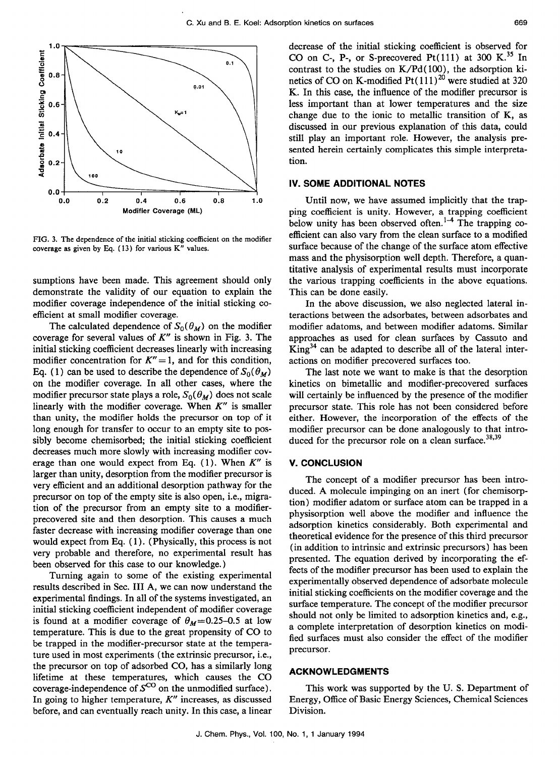FIG. 3. The dependence of the initial sticking coefficient on the modifier coverage as given by Eq. (13) for various $K''$ values.

sumptions have been made. This agreement should only demonstrate the validity of our equation to explain the modifier coverage independence of the initial sticking coefficient at small modifier coverage.

The calculated dependence of $S_0(\theta_M)$ on the modifier coverage for several values of $K''$ is shown in Fig. 3. The initial sticking coefficient decreases linearly with increasing modifier concentration for $K''=1$, and for this condition, Eq. (1) can be used to describe the dependence of $S_0(\theta_M)$ on the modifier coverage. In all other cases, where the modifier precursor state plays a role, $S_0(\theta_M)$ does not scale linearly with the modifier coverage. When $K''$ is smaller than unity, the modifier holds the precursor on top of it long enough for transfer to occur to an empty site to possibly become chemisorbed; the initial sticking coefficient decreases much more slowly with increasing modifier coverage than one would expect from Eq. (1). When $K''$ is larger than unity, desorption from the modifier precursor is very efficient and an additional desorption pathway for the precursor on top of the empty site is also open, i.e., migration of the precursor from an empty site to a modifier-precovered site and then desorption. This causes a much faster decrease with increasing modifier coverage than one would expect from Eq. (1). (Physically, this process is not very probable and therefore, no experimental result has been observed for this case to our knowledge.)

Turning again to some of the existing experimental results described in Sec. III A, we can now understand the experimental findings. In all of the systems investigated, an initial sticking coefficient independent of modifier coverage is found at a modifier coverage of $\theta_M=0.25$–$0.5$ at low temperature. This is due to the great propensity of CO to be trapped in the modifier-precursor state at the temperature used in most experiments (the extrinsic precursor, i.e., the precursor on top of adsorbed CO, has a similarly long lifetime at these temperatures, which causes the CO coverage-independence of $S^{CO}$ on the unmodified surface). In going to higher temperature, $K''$ increases, as discussed before, and can eventually reach unity. In this case, a linear decrease of the initial sticking coefficient is observed for CO on C-, P-, or S-precovered Pt(111) at 300 K.[35] In contrast to the studies on K/Pd(100), the adsorption kinetics of CO on K-modified Pt(111)[20] were studied at 320 K. In this case, the influence of the modifier precursor is less important than at lower temperatures and the size change due to the ionic to metallic transition of K, as discussed in our previous explanation of this data, could still play an important role. However, the analysis presented herein certainly complicates this simple interpretation.

## IV. SOME ADDITIONAL NOTES

Until now, we have assumed implicitly that the trapping coefficient is unity. However, a trapping coefficient below unity has been observed often.[1–4] The trapping coefficient can also vary from the clean surface to a modified surface because of the change of the surface atom effective mass and the physisorption well depth. Therefore, a quantitative analysis of experimental results must incorporate the various trapping coefficients in the above equations. This can be done easily.

In the above discussion, we also neglected lateral interactions between the adsorbates, between adsorbates and modifier adatoms, and between modifier adatoms. Similar approaches as used for clean surfaces by Cassuto and King[34] can be adapted to describe all of the lateral interactions on modifier precovered surfaces too.

The last note we want to make is that the desorption kinetics on bimetallic and modifier-precovered surfaces will certainly be influenced by the presence of the modifier precursor state. This role has not been considered before either. However, the incorporation of the effects of the modifier precursor can be done analogously to that introduced for the precursor role on a clean surface.[38,39]

## V. CONCLUSION

The concept of a modifier precursor has been introduced. A molecule impinging on an inert (for chemisorption) modifier adatom or surface atom can be trapped in a physisorption well above the modifier and influence the adsorption kinetics considerably. Both experimental and theoretical evidence for the presence of this third precursor (in addition to intrinsic and extrinsic precursors) has been presented. The equation derived by incorporating the effects of the modifier precursor has been used to explain the experimentally observed dependence of adsorbate molecule initial sticking coefficients on the modifier coverage and the surface temperature. The concept of the modifier precursor should not only be limited to adsorption kinetics and, e.g., a complete interpretation of desorption kinetics on modified surfaces must also consider the effect of the modifier precursor.

## ACKNOWLEDGMENTS

This work was supported by the U. S. Department of Energy, Office of Basic Energy Sciences, Chemical Sciences Division.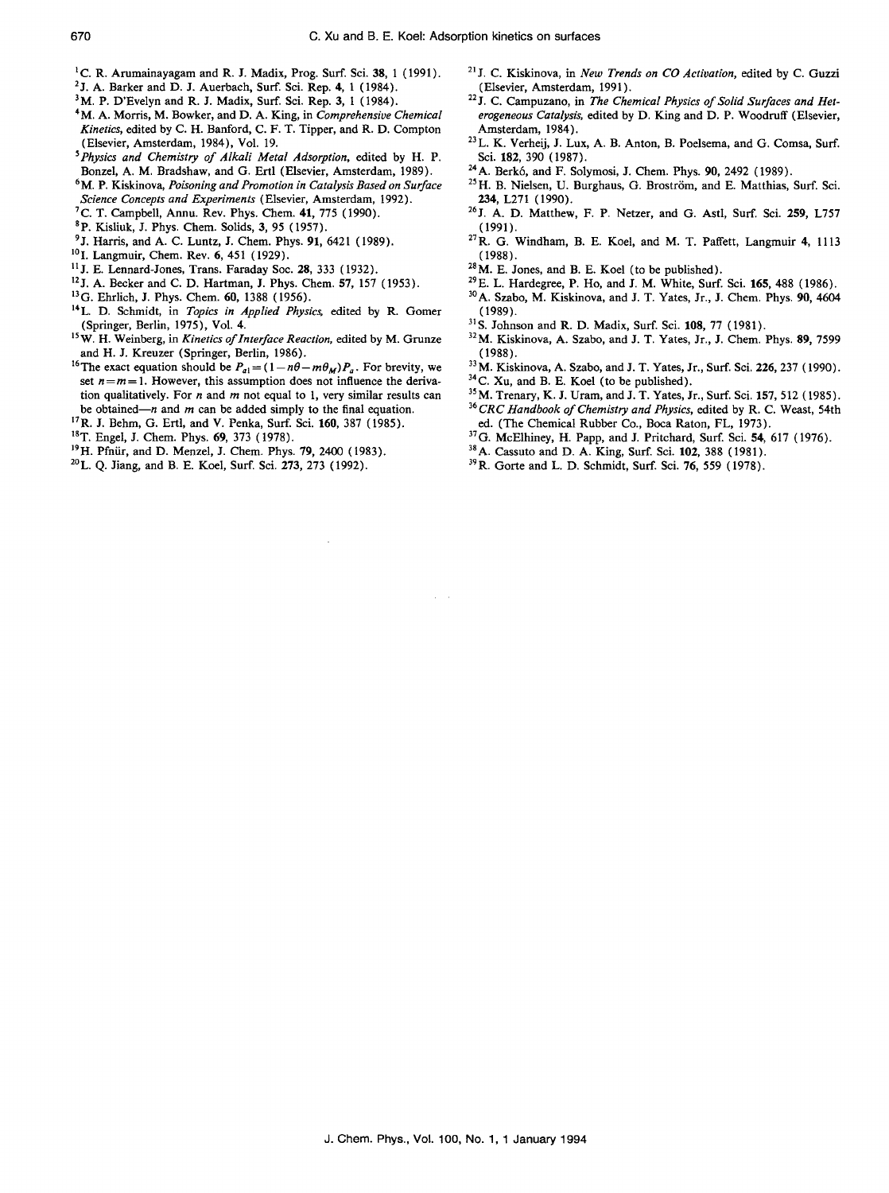[1] C. R. Arumainayagam and R. J. Madix, Prog. Surf. Sci. **38**, 1 (1991).

[2] J. A. Barker and D. J. Auerbach, Surf. Sci. Rep. **4**, 1 (1984).

[3] M. P. D'Evelyn and R. J. Madix, Surf. Sci. Rep. **3**, 1 (1984).

[4] M. A. Morris, M. Bowker, and D. A. King, in *Comprehensive Chemical Kinetics*, edited by C. H. Banford, C. F. T. Tipper, and R. D. Compton (Elsevier, Amsterdam, 1984), Vol. 19.

[5] *Physics and Chemistry of Alkali Metal Adsorption*, edited by H. P. Bonzel, A. M. Bradshaw, and G. Ertl (Elsevier, Amsterdam, 1989).

[6] M. P. Kiskinova, *Poisoning and Promotion in Catalysis Based on Surface Science Concepts and Experiments* (Elsevier, Amsterdam, 1992).

[7] C. T. Campbell, Annu. Rev. Phys. Chem. **41**, 775 (1990).

[8] P. Kisliuk, J. Phys. Chem. Solids, **3**, 95 (1957).

[9] J. Harris, and A. C. Luntz, J. Chem. Phys. **91**, 6421 (1989).

[10] I. Langmuir, Chem. Rev. **6**, 451 (1929).

[11] J. E. Lennard-Jones, Trans. Faraday Soc. **28**, 333 (1932).

[12] J. A. Becker and C. D. Hartman, J. Phys. Chem. **57**, 157 (1953).

[13] G. Ehrlich, J. Phys. Chem. **60**, 1388 (1956).

[14] L. D. Schmidt, in *Topics in Applied Physics*, edited by R. Gomer (Springer, Berlin, 1975), Vol. 4.

[15] W. H. Weinberg, in *Kinetics of Interface Reaction*, edited by M. Grunze and H. J. Kreuzer (Springer, Berlin, 1986).

[16] The exact equation should be $P_{a1}=(1-n\theta-m\theta_M)P_a$. For brevity, we set $n=m=1$. However, this assumption does not influence the derivation qualitatively. For $n$ and $m$ not equal to 1, very similar results can be obtained—$n$ and $m$ can be added simply to the final equation.

[17] R. J. Behm, G. Ertl, and V. Penka, Surf. Sci. **160**, 387 (1985).

[18] T. Engel, J. Chem. Phys. **69**, 373 (1978).

[19] H. Pfnür, and D. Menzel, J. Chem. Phys. **79**, 2400 (1983).

[20] L. Q. Jiang, and B. E. Koel, Surf. Sci. **273**, 273 (1992).

[21] J. C. Kiskinova, in *New Trends on CO Activation*, edited by C. Guzzi (Elsevier, Amsterdam, 1991).

[22] J. C. Campuzano, in *The Chemical Physics of Solid Surfaces and Heterogeneous Catalysis*, edited by D. King and D. P. Woodruff (Elsevier, Amsterdam, 1984).

[23] L. K. Verheij, J. Lux, A. B. Anton, B. Poelsema, and G. Comsa, Surf. Sci. **182**, 390 (1987).

[24] A. Berkó, and F. Solymosi, J. Chem. Phys. **90**, 2492 (1989).

[25] H. B. Nielsen, U. Burghaus, G. Broström, and E. Matthias, Surf. Sci. **234**, L271 (1990).

[26] J. A. D. Matthew, F. P. Netzer, and G. Astl, Surf. Sci. **259**, L757 (1991).

[27] R. G. Windham, B. E. Koel, and M. T. Paffett, Langmuir **4**, 1113 (1988).

[28] M. E. Jones, and B. E. Koel (to be published).

[29] E. L. Hardegree, P. Ho, and J. M. White, Surf. Sci. **165**, 488 (1986).

[30] A. Szabo, M. Kiskinova, and J. T. Yates, Jr., J. Chem. Phys. **90**, 4604 (1989).

[31] S. Johnson and R. D. Madix, Surf. Sci. **108**, 77 (1981).

[32] M. Kiskinova, A. Szabo, and J. T. Yates, Jr., J. Chem. Phys. **89**, 7599 (1988).

[33] M. Kiskinova, A. Szabo, and J. T. Yates, Jr., Surf. Sci. **226**, 237 (1990).

[34] C. Xu, and B. E. Koel (to be published).

[35] M. Trenary, K. J. Uram, and J. T. Yates, Jr., Surf. Sci. **157**, 512 (1985).

[36] *CRC Handbook of Chemistry and Physics*, edited by R. C. Weast, 54th ed. (The Chemical Rubber Co., Boca Raton, FL, 1973).

[37] G. McElhiney, H. Papp, and J. Pritchard, Surf. Sci. **54**, 617 (1976).

[38] A. Cassuto and D. A. King, Surf. Sci. **102**, 388 (1981).

[39] R. Gorte and L. D. Schmidt, Surf. Sci. **76**, 559 (1978).